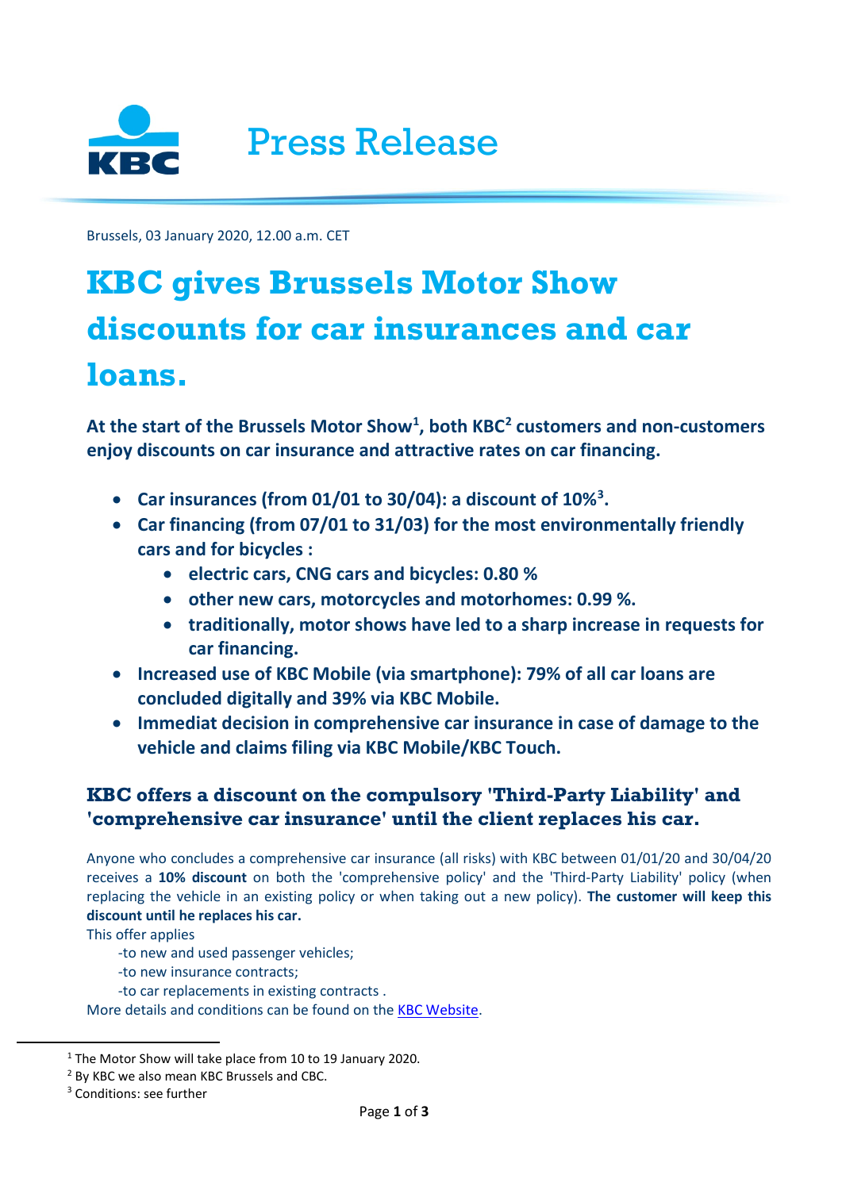Press Release

Brussels, 03 January 2020, 12.00 a.m. CET

# KBC gives Brussels Motor Show discounts for car insurances and car loans.

**At the start of the Brussels Motor Show[1], both KBC[2] customers and non-customers enjoy discounts on car insurance and attractive rates on car financing.**

- **Car insurances (from 01/01 to 30/04): a discount of 10%[3].**
- **Car financing (from 07/01 to 31/03) for the most environmentally friendly cars and for bicycles :**
  - **electric cars, CNG cars and bicycles: 0.80 %**
  - **other new cars, motorcycles and motorhomes: 0.99 %.**
  - **traditionally, motor shows have led to a sharp increase in requests for car financing.**
- **Increased use of KBC Mobile (via smartphone): 79% of all car loans are concluded digitally and 39% via KBC Mobile.**
- **Immediat decision in comprehensive car insurance in case of damage to the vehicle and claims filing via KBC Mobile/KBC Touch.**

## KBC offers a discount on the compulsory 'Third-Party Liability' and 'comprehensive car insurance' until the client replaces his car.

Anyone who concludes a comprehensive car insurance (all risks) with KBC between 01/01/20 and 30/04/20 receives a **10% discount** on both the 'comprehensive policy' and the 'Third-Party Liability' policy (when replacing the vehicle in an existing policy or when taking out a new policy). **The customer will keep this discount until he replaces his car.**

This offer applies

-to new and used passenger vehicles;

-to new insurance contracts;

-to car replacements in existing contracts .

More details and conditions can be found on the KBC Website.

[1] The Motor Show will take place from 10 to 19 January 2020.

[2] By KBC we also mean KBC Brussels and CBC.

[3] Conditions: see further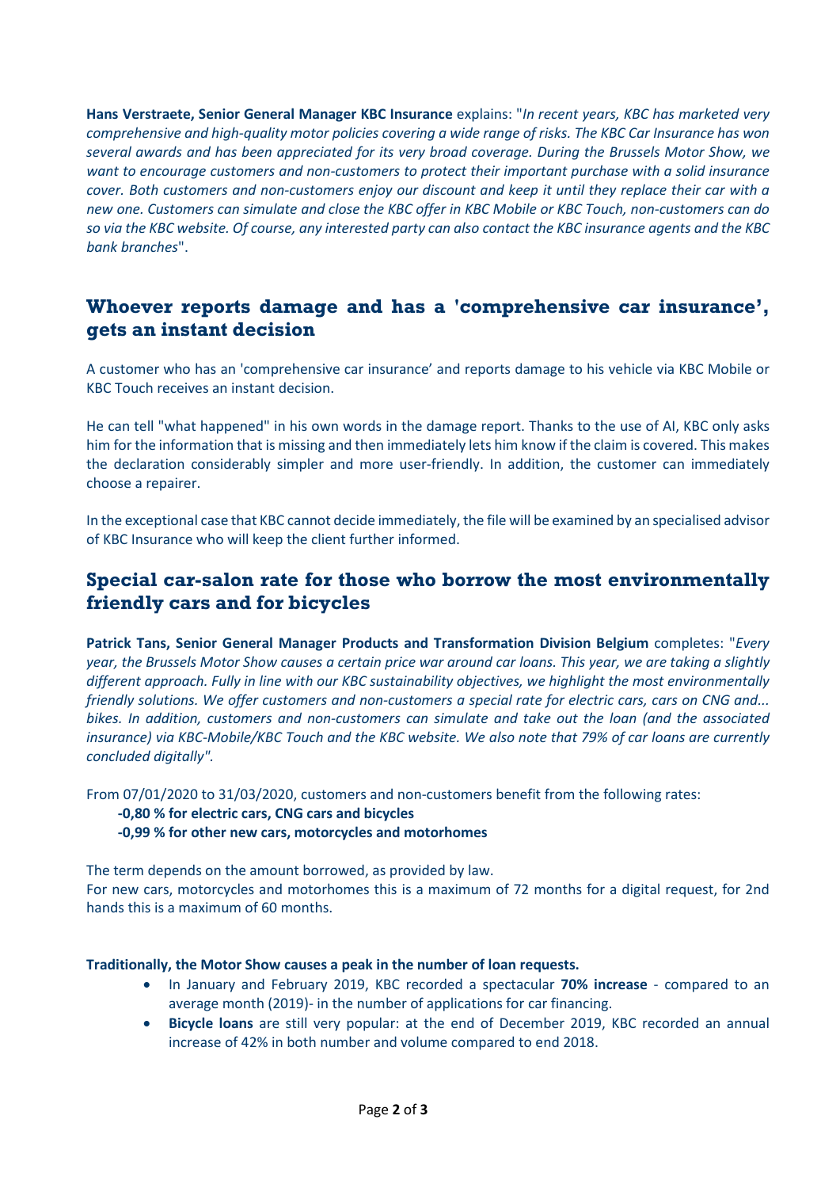**Hans Verstraete, Senior General Manager KBC Insurance** explains: "*In recent years, KBC has marketed very comprehensive and high-quality motor policies covering a wide range of risks. The KBC Car Insurance has won several awards and has been appreciated for its very broad coverage. During the Brussels Motor Show, we want to encourage customers and non-customers to protect their important purchase with a solid insurance cover. Both customers and non-customers enjoy our discount and keep it until they replace their car with a new one. Customers can simulate and close the KBC offer in KBC Mobile or KBC Touch, non-customers can do so via the KBC website. Of course, any interested party can also contact the KBC insurance agents and the KBC bank branches*".

## Whoever reports damage and has a 'comprehensive car insurance', gets an instant decision

A customer who has an 'comprehensive car insurance' and reports damage to his vehicle via KBC Mobile or KBC Touch receives an instant decision.

He can tell "what happened" in his own words in the damage report. Thanks to the use of AI, KBC only asks him for the information that is missing and then immediately lets him know if the claim is covered. This makes the declaration considerably simpler and more user-friendly. In addition, the customer can immediately choose a repairer.

In the exceptional case that KBC cannot decide immediately, the file will be examined by an specialised advisor of KBC Insurance who will keep the client further informed.

## Special car-salon rate for those who borrow the most environmentally friendly cars and for bicycles

**Patrick Tans, Senior General Manager Products and Transformation Division Belgium** completes: "*Every year, the Brussels Motor Show causes a certain price war around car loans. This year, we are taking a slightly different approach. Fully in line with our KBC sustainability objectives, we highlight the most environmentally friendly solutions. We offer customers and non-customers a special rate for electric cars, cars on CNG and... bikes. In addition, customers and non-customers can simulate and take out the loan (and the associated insurance) via KBC-Mobile/KBC Touch and the KBC website. We also note that 79% of car loans are currently concluded digitally".*

From 07/01/2020 to 31/03/2020, customers and non-customers benefit from the following rates:

- **0,80 % for electric cars, CNG cars and bicycles**
- **0,99 % for other new cars, motorcycles and motorhomes**

The term depends on the amount borrowed, as provided by law.
For new cars, motorcycles and motorhomes this is a maximum of 72 months for a digital request, for 2nd hands this is a maximum of 60 months.

**Traditionally, the Motor Show causes a peak in the number of loan requests.**

- In January and February 2019, KBC recorded a spectacular **70% increase** - compared to an average month (2019)- in the number of applications for car financing.
- **Bicycle loans** are still very popular: at the end of December 2019, KBC recorded an annual increase of 42% in both number and volume compared to end 2018.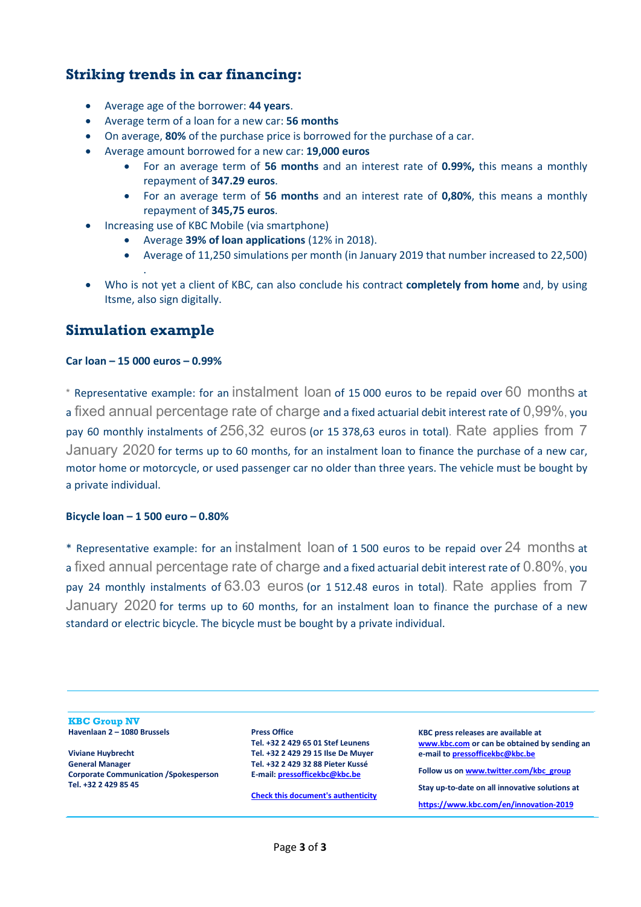## Striking trends in car financing:

- Average age of the borrower: **44 years**.
- Average term of a loan for a new car: **56 months**
- On average, **80%** of the purchase price is borrowed for the purchase of a car.
- Average amount borrowed for a new car: **19,000 euros**
    - For an average term of **56 months** and an interest rate of **0.99%,** this means a monthly repayment of **347.29 euros**.
    - For an average term of **56 months** and an interest rate of **0,80%**, this means a monthly repayment of **345,75 euros**.
- Increasing use of KBC Mobile (via smartphone)
    - Average **39% of loan applications** (12% in 2018).
    - Average of 11,250 simulations per month (in January 2019 that number increased to 22,500) .
- Who is not yet a client of KBC, can also conclude his contract **completely from home** and, by using Itsme, also sign digitally.

## Simulation example

**Car loan – 15 000 euros – 0.99%**

* Representative example: for an instalment loan of 15 000 euros to be repaid over 60 months at a fixed annual percentage rate of charge and a fixed actuarial debit interest rate of 0,99%, you pay 60 monthly instalments of 256,32 euros (or 15 378,63 euros in total). Rate applies from 7 January 2020 for terms up to 60 months, for an instalment loan to finance the purchase of a new car, motor home or motorcycle, or used passenger car no older than three years. The vehicle must be bought by a private individual.

**Bicycle loan – 1 500 euro – 0.80%**

* Representative example: for an instalment loan of 1 500 euros to be repaid over 24 months at a fixed annual percentage rate of charge and a fixed actuarial debit interest rate of 0.80%, you pay 24 monthly instalments of 63.03 euros (or 1 512.48 euros in total). Rate applies from 7 January 2020 for terms up to 60 months, for an instalment loan to finance the purchase of a new standard or electric bicycle. The bicycle must be bought by a private individual.

**KBC Group NV**
**Havenlaan 2 – 1080 Brussels**

**Viviane Huybrecht**
**General Manager**
**Corporate Communication /Spokesperson**
**Tel. +32 2 429 85 45**

**Press Office**
**Tel. +32 2 429 65 01 Stef Leunens**
**Tel. +32 2 429 29 15 Ilse De Muyer**
**Tel. +32 2 429 32 88 Pieter Kussé**
**E-mail: pressofficekbc@kbc.be**

**Check this document's authenticity**

**KBC press releases are available at www.kbc.com or can be obtained by sending an e-mail to pressofficekbc@kbc.be**

**Follow us on www.twitter.com/kbc_group**

**Stay up-to-date on all innovative solutions at**

**https://www.kbc.com/en/innovation-2019**